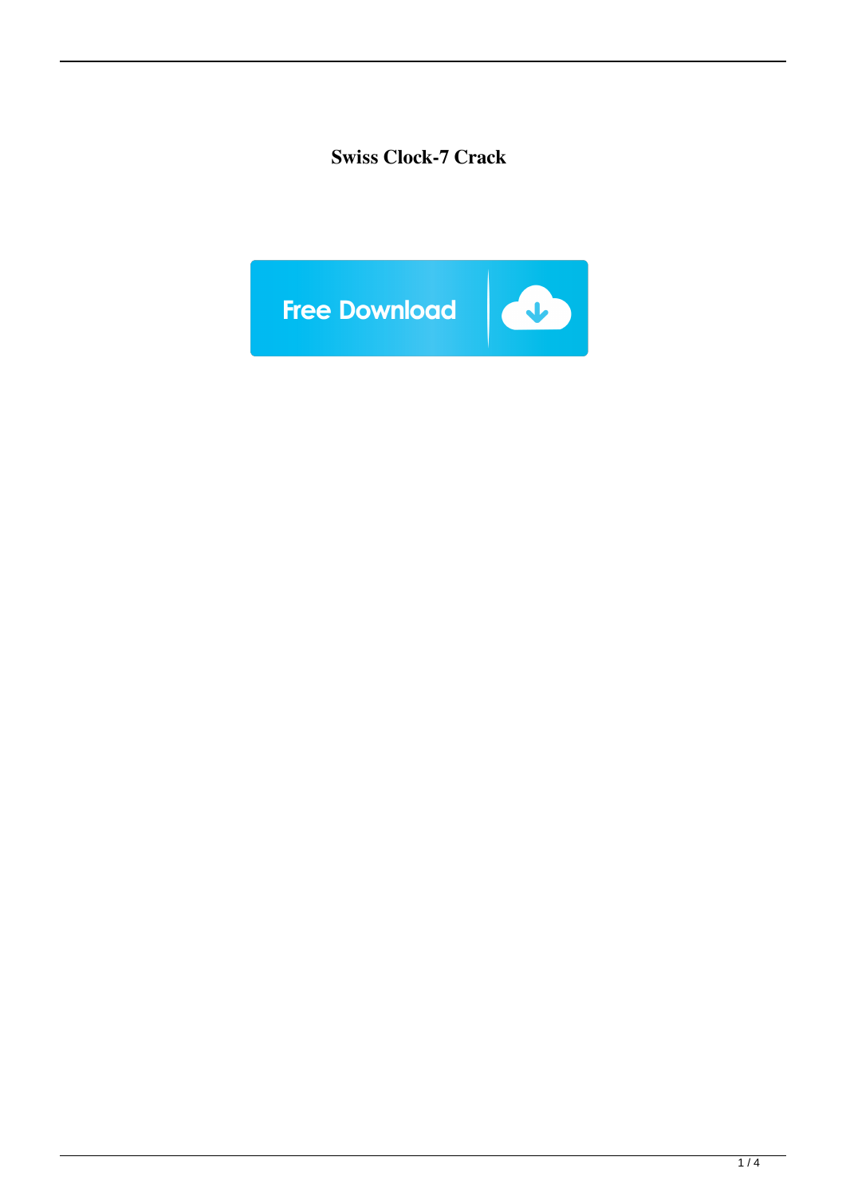**Swiss Clock-7 Crack**

Free Download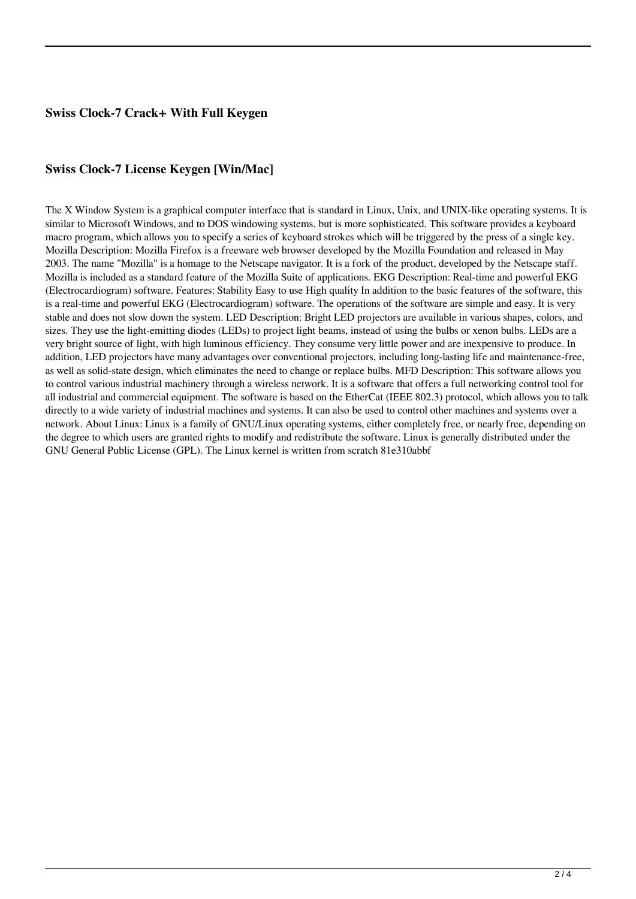### Swiss Clock-7 Crack+ With Full Keygen

### Swiss Clock-7 License Keygen [Win/Mac]

The X Window System is a graphical computer interface that is standard in Linux, Unix, and UNIX-like operating systems. It is similar to Microsoft Windows, and to DOS windowing systems, but is more sophisticated. This software provides a keyboard macro program, which allows you to specify a series of keyboard strokes which will be triggered by the press of a single key. Mozilla Description: Mozilla Firefox is a freeware web browser developed by the Mozilla Foundation and released in May 2003. The name "Mozilla" is a homage to the Netscape navigator. It is a fork of the product, developed by the Netscape staff. Mozilla is included as a standard feature of the Mozilla Suite of applications. EKG Description: Real-time and powerful EKG (Electrocardiogram) software. Features: Stability Easy to use High quality In addition to the basic features of the software, this is a real-time and powerful EKG (Electrocardiogram) software. The operations of the software are simple and easy. It is very stable and does not slow down the system. LED Description: Bright LED projectors are available in various shapes, colors, and sizes. They use the light-emitting diodes (LEDs) to project light beams, instead of using the bulbs or xenon bulbs. LEDs are a very bright source of light, with high luminous efficiency. They consume very little power and are inexpensive to produce. In addition, LED projectors have many advantages over conventional projectors, including long-lasting life and maintenance-free, as well as solid-state design, which eliminates the need to change or replace bulbs. MFD Description: This software allows you to control various industrial machinery through a wireless network. It is a software that offers a full networking control tool for all industrial and commercial equipment. The software is based on the EtherCat (IEEE 802.3) protocol, which allows you to talk directly to a wide variety of industrial machines and systems. It can also be used to control other machines and systems over a network. About Linux: Linux is a family of GNU/Linux operating systems, either completely free, or nearly free, depending on the degree to which users are granted rights to modify and redistribute the software. Linux is generally distributed under the GNU General Public License (GPL). The Linux kernel is written from scratch 81e310abbf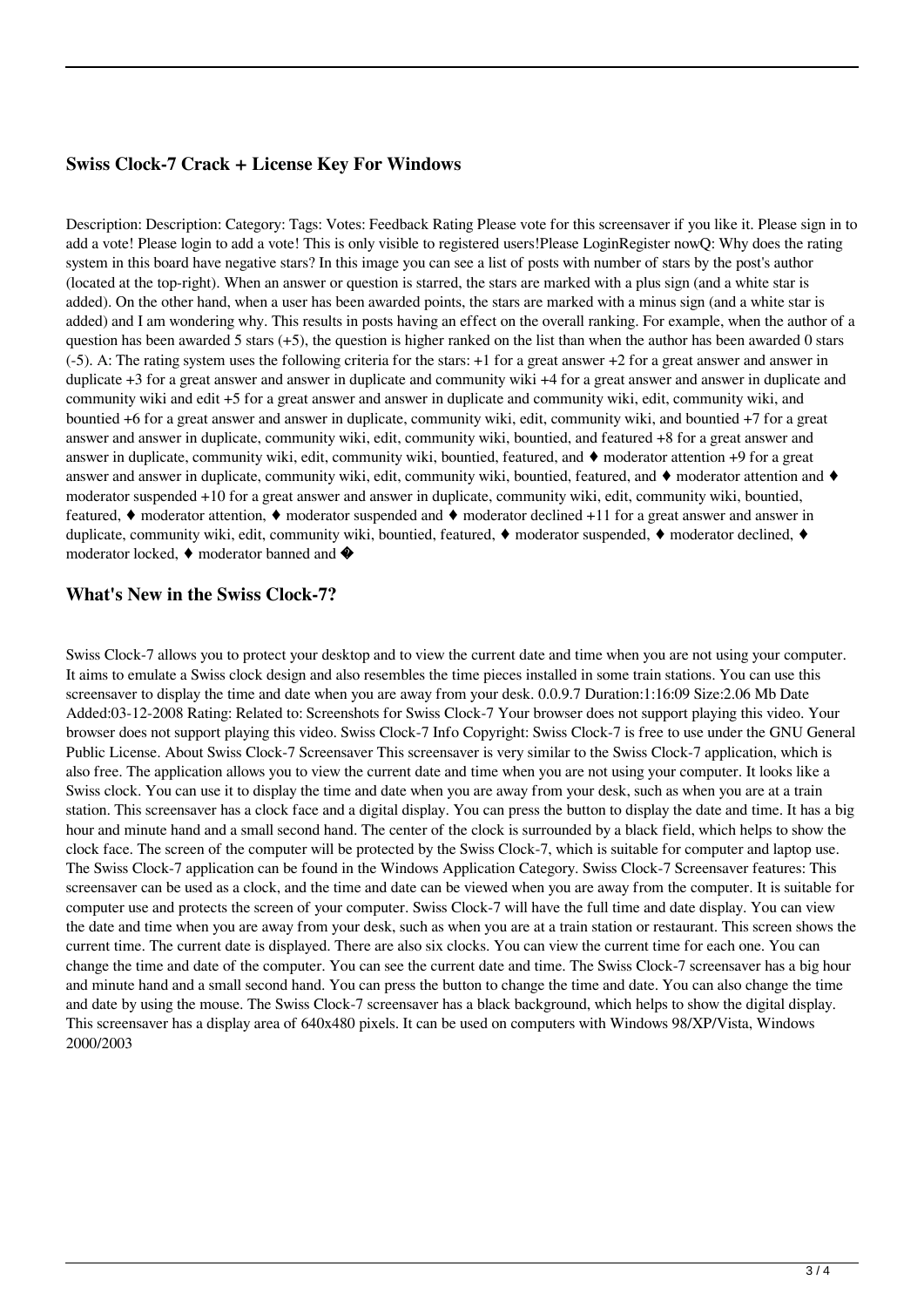### Swiss Clock-7 Crack + License Key For Windows

Description: Description: Category: Tags: Votes: Feedback Rating Please vote for this screensaver if you like it. Please sign in to add a vote! Please login to add a vote! This is only visible to registered users!Please LoginRegister nowQ: Why does the rating system in this board have negative stars? In this image you can see a list of posts with number of stars by the post's author (located at the top-right). When an answer or question is starred, the stars are marked with a plus sign (and a white star is added). On the other hand, when a user has been awarded points, the stars are marked with a minus sign (and a white star is added) and I am wondering why. This results in posts having an effect on the overall ranking. For example, when the author of a question has been awarded 5 stars (+5), the question is higher ranked on the list than when the author has been awarded 0 stars (-5). A: The rating system uses the following criteria for the stars: +1 for a great answer +2 for a great answer and answer in duplicate +3 for a great answer and answer in duplicate and community wiki +4 for a great answer and answer in duplicate and community wiki and edit +5 for a great answer and answer in duplicate and community wiki, edit, community wiki, and bountied +6 for a great answer and answer in duplicate, community wiki, edit, community wiki, and bountied +7 for a great answer and answer in duplicate, community wiki, edit, community wiki, bountied, and featured +8 for a great answer and answer in duplicate, community wiki, edit, community wiki, bountied, featured, and ♦ moderator attention +9 for a great answer and answer in duplicate, community wiki, edit, community wiki, bountied, featured, and ♦ moderator attention and ♦ moderator suspended +10 for a great answer and answer in duplicate, community wiki, edit, community wiki, bountied, featured, ♦ moderator attention, ♦ moderator suspended and ♦ moderator declined +11 for a great answer and answer in duplicate, community wiki, edit, community wiki, bountied, featured, ♦ moderator suspended, ♦ moderator declined, ♦ moderator locked, ♦ moderator banned and �

### What's New in the Swiss Clock-7?

Swiss Clock-7 allows you to protect your desktop and to view the current date and time when you are not using your computer. It aims to emulate a Swiss clock design and also resembles the time pieces installed in some train stations. You can use this screensaver to display the time and date when you are away from your desk. 0.0.9.7 Duration:1:16:09 Size:2.06 Mb Date Added:03-12-2008 Rating: Related to: Screenshots for Swiss Clock-7 Your browser does not support playing this video. Your browser does not support playing this video. Swiss Clock-7 Info Copyright: Swiss Clock-7 is free to use under the GNU General Public License. About Swiss Clock-7 Screensaver This screensaver is very similar to the Swiss Clock-7 application, which is also free. The application allows you to view the current date and time when you are not using your computer. It looks like a Swiss clock. You can use it to display the time and date when you are away from your desk, such as when you are at a train station. This screensaver has a clock face and a digital display. You can press the button to display the date and time. It has a big hour and minute hand and a small second hand. The center of the clock is surrounded by a black field, which helps to show the clock face. The screen of the computer will be protected by the Swiss Clock-7, which is suitable for computer and laptop use. The Swiss Clock-7 application can be found in the Windows Application Category. Swiss Clock-7 Screensaver features: This screensaver can be used as a clock, and the time and date can be viewed when you are away from the computer. It is suitable for computer use and protects the screen of your computer. Swiss Clock-7 will have the full time and date display. You can view the date and time when you are away from your desk, such as when you are at a train station or restaurant. This screen shows the current time. The current date is displayed. There are also six clocks. You can view the current time for each one. You can change the time and date of the computer. You can see the current date and time. The Swiss Clock-7 screensaver has a big hour and minute hand and a small second hand. You can press the button to change the time and date. You can also change the time and date by using the mouse. The Swiss Clock-7 screensaver has a black background, which helps to show the digital display. This screensaver has a display area of 640x480 pixels. It can be used on computers with Windows 98/XP/Vista, Windows 2000/2003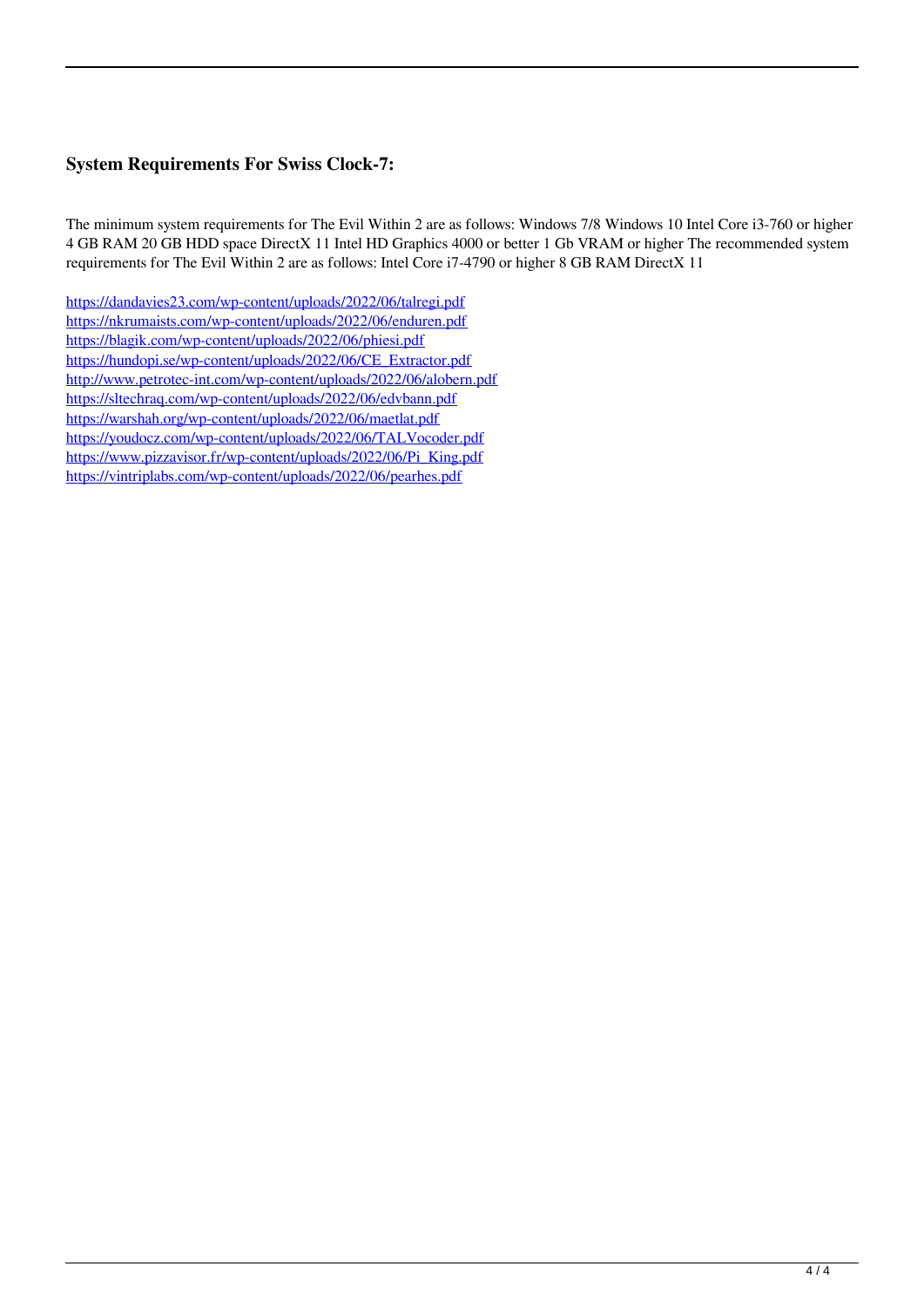### System Requirements For Swiss Clock-7:

The minimum system requirements for The Evil Within 2 are as follows: Windows 7/8 Windows 10 Intel Core i3-760 or higher 4 GB RAM 20 GB HDD space DirectX 11 Intel HD Graphics 4000 or better 1 Gb VRAM or higher The recommended system requirements for The Evil Within 2 are as follows: Intel Core i7-4790 or higher 8 GB RAM DirectX 11

https://dandavies23.com/wp-content/uploads/2022/06/talregi.pdf
https://nkrumaists.com/wp-content/uploads/2022/06/enduren.pdf
https://blagik.com/wp-content/uploads/2022/06/phiesi.pdf
https://hundopi.se/wp-content/uploads/2022/06/CE_Extractor.pdf
http://www.petrotec-int.com/wp-content/uploads/2022/06/alobern.pdf
https://sltechraq.com/wp-content/uploads/2022/06/edvbann.pdf
https://warshah.org/wp-content/uploads/2022/06/maetlat.pdf
https://youdocz.com/wp-content/uploads/2022/06/TALVocoder.pdf
https://www.pizzavisor.fr/wp-content/uploads/2022/06/Pi_King.pdf
https://vintriplabs.com/wp-content/uploads/2022/06/pearhes.pdf